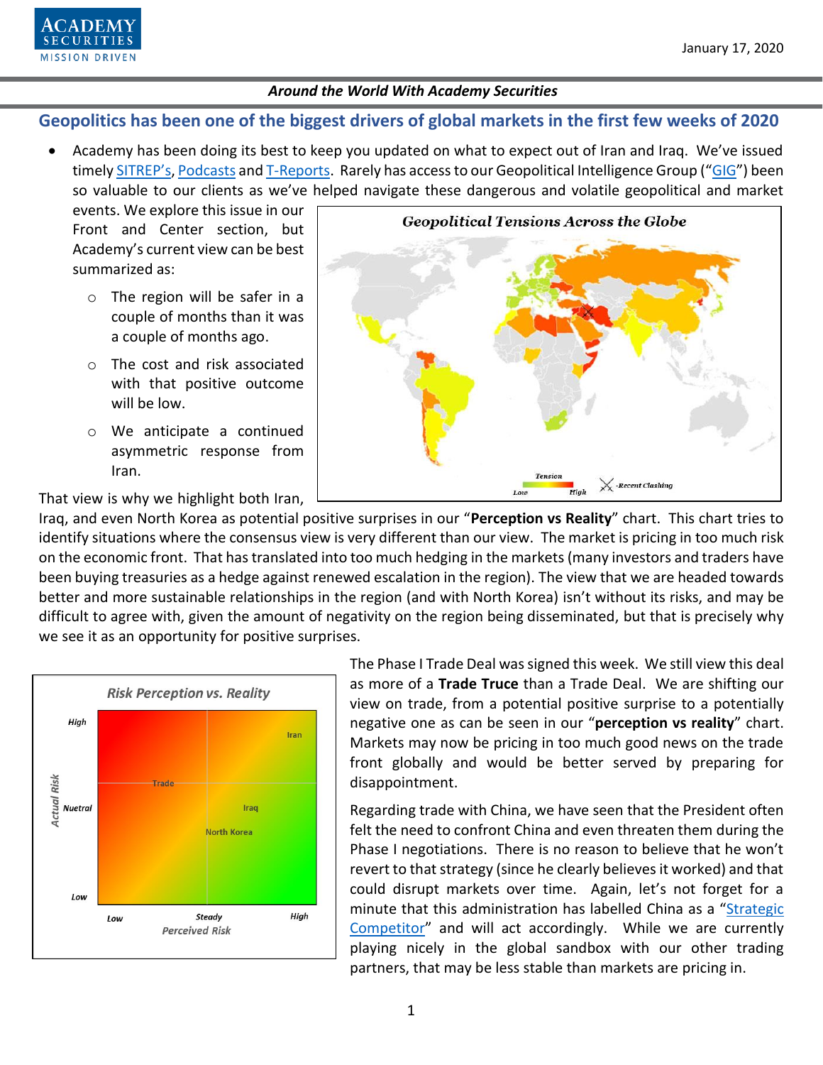January 17, 2020

*Around the World With Academy Securities*

## Geopolitics has been one of the biggest drivers of global markets in the first few weeks of 2020

- Academy has been doing its best to keep you updated on what to expect out of Iran and Iraq. We've issued timely SITREP's, Podcasts and T-Reports. Rarely has access to our Geopolitical Intelligence Group ("GIG") been so valuable to our clients as we've helped navigate these dangerous and volatile geopolitical and market events. We explore this issue in our Front and Center section, but Academy's current view can be best summarized as:
    - The region will be safer in a couple of months than it was a couple of months ago.
    - The cost and risk associated with that positive outcome will be low.
    - We anticipate a continued asymmetric response from Iran.

That view is why we highlight both Iran, Iraq, and even North Korea as potential positive surprises in our "**Perception vs Reality**" chart. This chart tries to identify situations where the consensus view is very different than our view. The market is pricing in too much risk on the economic front. That has translated into too much hedging in the markets (many investors and traders have been buying treasuries as a hedge against renewed escalation in the region). The view that we are headed towards better and more sustainable relationships in the region (and with North Korea) isn't without its risks, and may be difficult to agree with, given the amount of negativity on the region being disseminated, but that is precisely why we see it as an opportunity for positive surprises.

The Phase I Trade Deal was signed this week. We still view this deal as more of a **Trade Truce** than a Trade Deal. We are shifting our view on trade, from a potential positive surprise to a potentially negative one as can be seen in our "**perception vs reality**" chart. Markets may now be pricing in too much good news on the trade front globally and would be better served by preparing for disappointment.

Regarding trade with China, we have seen that the President often felt the need to confront China and even threaten them during the Phase I negotiations. There is no reason to believe that he won't revert to that strategy (since he clearly believes it worked) and that could disrupt markets over time. Again, let's not forget for a minute that this administration has labelled China as a "Strategic Competitor" and will act accordingly. While we are currently playing nicely in the global sandbox with our other trading partners, that may be less stable than markets are pricing in.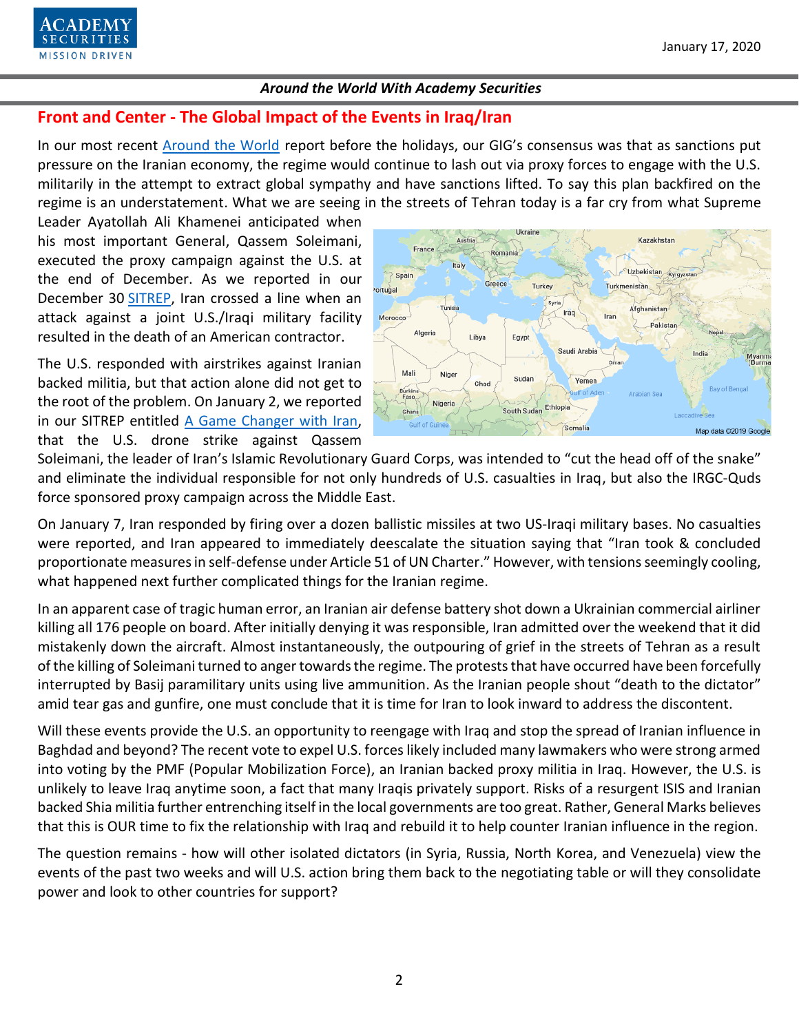## Front and Center - The Global Impact of the Events in Iraq/Iran

In our most recent Around the World report before the holidays, our GIG's consensus was that as sanctions put pressure on the Iranian economy, the regime would continue to lash out via proxy forces to engage with the U.S. militarily in the attempt to extract global sympathy and have sanctions lifted. To say this plan backfired on the regime is an understatement. What we are seeing in the streets of Tehran today is a far cry from what Supreme Leader Ayatollah Ali Khamenei anticipated when his most important General, Qassem Soleimani, executed the proxy campaign against the U.S. at the end of December. As we reported in our December 30 SITREP, Iran crossed a line when an attack against a joint U.S./Iraqi military facility resulted in the death of an American contractor.

The U.S. responded with airstrikes against Iranian backed militia, but that action alone did not get to the root of the problem. On January 2, we reported in our SITREP entitled A Game Changer with Iran, that the U.S. drone strike against Qassem Soleimani, the leader of Iran's Islamic Revolutionary Guard Corps, was intended to "cut the head off of the snake" and eliminate the individual responsible for not only hundreds of U.S. casualties in Iraq, but also the IRGC-Quds force sponsored proxy campaign across the Middle East.

On January 7, Iran responded by firing over a dozen ballistic missiles at two US-Iraqi military bases. No casualties were reported, and Iran appeared to immediately deescalate the situation saying that "Iran took & concluded proportionate measures in self-defense under Article 51 of UN Charter." However, with tensions seemingly cooling, what happened next further complicated things for the Iranian regime.

In an apparent case of tragic human error, an Iranian air defense battery shot down a Ukrainian commercial airliner killing all 176 people on board. After initially denying it was responsible, Iran admitted over the weekend that it did mistakenly down the aircraft. Almost instantaneously, the outpouring of grief in the streets of Tehran as a result of the killing of Soleimani turned to anger towards the regime. The protests that have occurred have been forcefully interrupted by Basij paramilitary units using live ammunition. As the Iranian people shout "death to the dictator" amid tear gas and gunfire, one must conclude that it is time for Iran to look inward to address the discontent.

Will these events provide the U.S. an opportunity to reengage with Iraq and stop the spread of Iranian influence in Baghdad and beyond? The recent vote to expel U.S. forces likely included many lawmakers who were strong armed into voting by the PMF (Popular Mobilization Force), an Iranian backed proxy militia in Iraq. However, the U.S. is unlikely to leave Iraq anytime soon, a fact that many Iraqis privately support. Risks of a resurgent ISIS and Iranian backed Shia militia further entrenching itself in the local governments are too great. Rather, General Marks believes that this is OUR time to fix the relationship with Iraq and rebuild it to help counter Iranian influence in the region.

The question remains - how will other isolated dictators (in Syria, Russia, North Korea, and Venezuela) view the events of the past two weeks and will U.S. action bring them back to the negotiating table or will they consolidate power and look to other countries for support?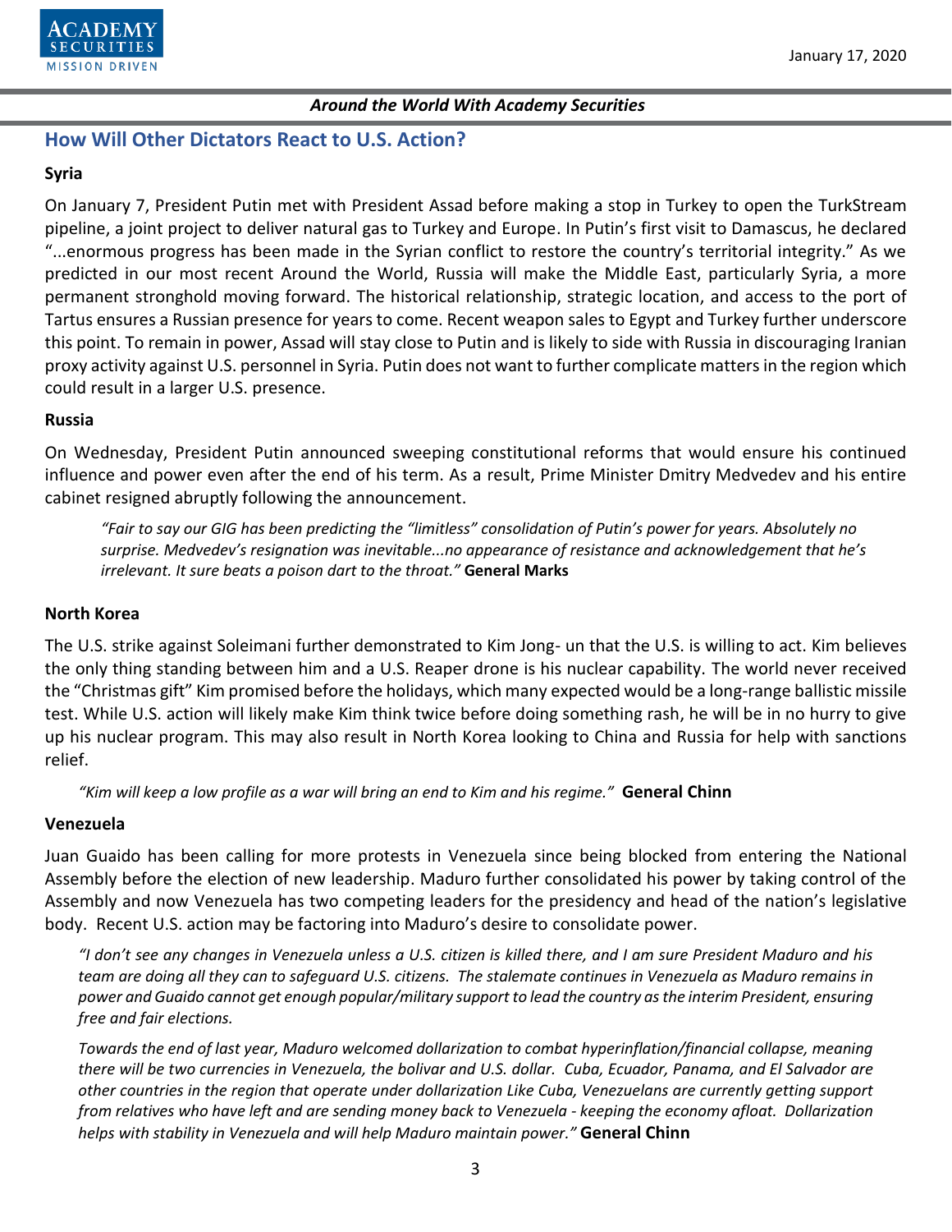## How Will Other Dictators React to U.S. Action?

**Syria**

On January 7, President Putin met with President Assad before making a stop in Turkey to open the TurkStream pipeline, a joint project to deliver natural gas to Turkey and Europe. In Putin's first visit to Damascus, he declared "...enormous progress has been made in the Syrian conflict to restore the country's territorial integrity." As we predicted in our most recent Around the World, Russia will make the Middle East, particularly Syria, a more permanent stronghold moving forward. The historical relationship, strategic location, and access to the port of Tartus ensures a Russian presence for years to come. Recent weapon sales to Egypt and Turkey further underscore this point. To remain in power, Assad will stay close to Putin and is likely to side with Russia in discouraging Iranian proxy activity against U.S. personnel in Syria. Putin does not want to further complicate matters in the region which could result in a larger U.S. presence.

**Russia**

On Wednesday, President Putin announced sweeping constitutional reforms that would ensure his continued influence and power even after the end of his term. As a result, Prime Minister Dmitry Medvedev and his entire cabinet resigned abruptly following the announcement.

> *"Fair to say our GIG has been predicting the "limitless" consolidation of Putin's power for years. Absolutely no surprise. Medvedev's resignation was inevitable...no appearance of resistance and acknowledgement that he's irrelevant. It sure beats a poison dart to the throat."* **General Marks**

**North Korea**

The U.S. strike against Soleimani further demonstrated to Kim Jong- un that the U.S. is willing to act. Kim believes the only thing standing between him and a U.S. Reaper drone is his nuclear capability. The world never received the "Christmas gift" Kim promised before the holidays, which many expected would be a long-range ballistic missile test. While U.S. action will likely make Kim think twice before doing something rash, he will be in no hurry to give up his nuclear program. This may also result in North Korea looking to China and Russia for help with sanctions relief.

> *"Kim will keep a low profile as a war will bring an end to Kim and his regime."* **General Chinn**

**Venezuela**

Juan Guaido has been calling for more protests in Venezuela since being blocked from entering the National Assembly before the election of new leadership. Maduro further consolidated his power by taking control of the Assembly and now Venezuela has two competing leaders for the presidency and head of the nation's legislative body. Recent U.S. action may be factoring into Maduro's desire to consolidate power.

> *"I don't see any changes in Venezuela unless a U.S. citizen is killed there, and I am sure President Maduro and his team are doing all they can to safeguard U.S. citizens. The stalemate continues in Venezuela as Maduro remains in power and Guaido cannot get enough popular/military support to lead the country as the interim President, ensuring free and fair elections.*
>
> *Towards the end of last year, Maduro welcomed dollarization to combat hyperinflation/financial collapse, meaning there will be two currencies in Venezuela, the bolivar and U.S. dollar. Cuba, Ecuador, Panama, and El Salvador are other countries in the region that operate under dollarization Like Cuba, Venezuelans are currently getting support from relatives who have left and are sending money back to Venezuela - keeping the economy afloat. Dollarization helps with stability in Venezuela and will help Maduro maintain power."* **General Chinn**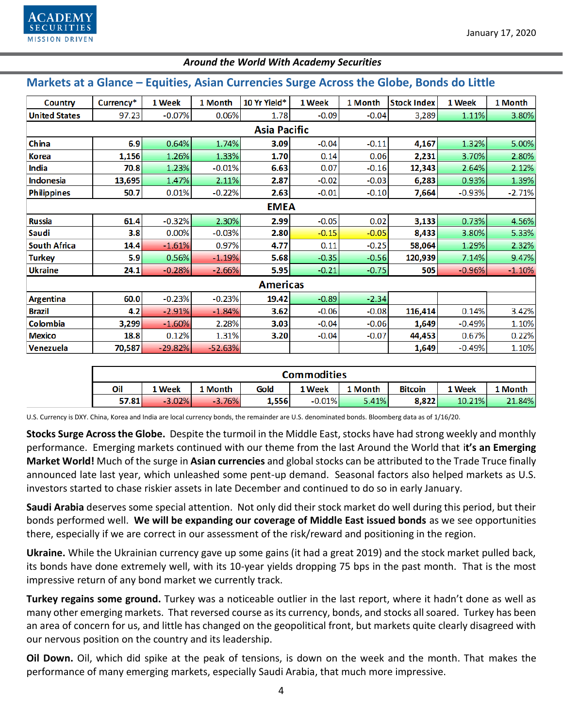## Markets at a Glance – Equities, Asian Currencies Surge Across the Globe, Bonds do Little

| Country | Currency* | 1 Week | 1 Month | 10 Yr Yield* | 1 Week | 1 Month | Stock Index | 1 Week | 1 Month |
|---|---|---|---|---|---|---|---|---|---|
| United States | 97.23 | -0.07% | 0.06% | 1.78 | -0.09 | -0.04 | 3,289 | 1.11% | 3.80% |
| **Asia Pacific** | | | | | | | | | |
| China | 6.9 | 0.64% | 1.74% | 3.09 | -0.04 | -0.11 | 4,167 | 1.32% | 5.00% |
| Korea | 1,156 | 1.26% | 1.33% | 1.70 | 0.14 | 0.06 | 2,231 | 3.70% | 2.80% |
| India | 70.8 | 1.23% | -0.01% | 6.63 | 0.07 | -0.16 | 12,343 | 2.64% | 2.12% |
| Indonesia | 13,695 | 1.47% | 2.11% | 2.87 | -0.02 | -0.03 | 6,283 | 0.93% | 1.39% |
| Philippines | 50.7 | 0.01% | -0.22% | 2.63 | -0.01 | -0.10 | 7,664 | -0.93% | -2.71% |
| **EMEA** | | | | | | | | | |
| Russia | 61.4 | -0.32% | 2.30% | 2.99 | -0.05 | 0.02 | 3,133 | 0.73% | 4.56% |
| Saudi | 3.8 | 0.00% | -0.03% | 2.80 | -0.15 | -0.05 | 8,433 | 3.80% | 5.33% |
| South Africa | 14.4 | -1.61% | 0.97% | 4.77 | 0.11 | -0.25 | 58,064 | 1.29% | 2.32% |
| Turkey | 5.9 | 0.56% | -1.19% | 5.68 | -0.35 | -0.56 | 120,939 | 7.14% | 9.47% |
| Ukraine | 24.1 | -0.28% | -2.66% | 5.95 | -0.21 | -0.75 | 505 | -0.96% | -1.10% |
| **Americas** | | | | | | | | | |
| Argentina | 60.0 | -0.23% | -0.23% | 19.42 | -0.89 | -2.34 | | | |
| Brazil | 4.2 | -2.91% | -1.84% | 3.62 | -0.06 | -0.08 | 116,414 | 0.14% | 3.42% |
| Colombia | 3,299 | -1.60% | 2.28% | 3.03 | -0.04 | -0.06 | 1,649 | -0.49% | 1.10% |
| Mexico | 18.8 | 0.12% | 1.31% | 3.20 | -0.04 | -0.07 | 44,453 | 0.67% | 0.22% |
| Venezuela | 70,587 | -29.82% | -52.63% | | | | 1,649 | -0.49% | 1.10% |

| Commodities | | | | | | | | |
|---|---|---|---|---|---|---|---|---|
| Oil | 1 Week | 1 Month | Gold | 1 Week | 1 Month | Bitcoin | 1 Week | 1 Month |
| 57.81 | -3.02% | -3.76% | 1,556 | -0.01% | 5.41% | 8,822 | 10.21% | 21.84% |

U.S. Currency is DXY. China, Korea and India are local currency bonds, the remainder are U.S. denominated bonds. Bloomberg data as of 1/16/20.

**Stocks Surge Across the Globe.** Despite the turmoil in the Middle East, stocks have had strong weekly and monthly performance. Emerging markets continued with our theme from the last Around the World that i**t's an Emerging Market World!** Much of the surge in **Asian currencies** and global stocks can be attributed to the Trade Truce finally announced late last year, which unleashed some pent-up demand. Seasonal factors also helped markets as U.S. investors started to chase riskier assets in late December and continued to do so in early January.

**Saudi Arabia** deserves some special attention. Not only did their stock market do well during this period, but their bonds performed well. **We will be expanding our coverage of Middle East issued bonds** as we see opportunities there, especially if we are correct in our assessment of the risk/reward and positioning in the region.

**Ukraine.** While the Ukrainian currency gave up some gains (it had a great 2019) and the stock market pulled back, its bonds have done extremely well, with its 10-year yields dropping 75 bps in the past month. That is the most impressive return of any bond market we currently track.

**Turkey regains some ground.** Turkey was a noticeable outlier in the last report, where it hadn't done as well as many other emerging markets. That reversed course as its currency, bonds, and stocks all soared. Turkey has been an area of concern for us, and little has changed on the geopolitical front, but markets quite clearly disagreed with our nervous position on the country and its leadership.

**Oil Down.** Oil, which did spike at the peak of tensions, is down on the week and the month. That makes the performance of many emerging markets, especially Saudi Arabia, that much more impressive.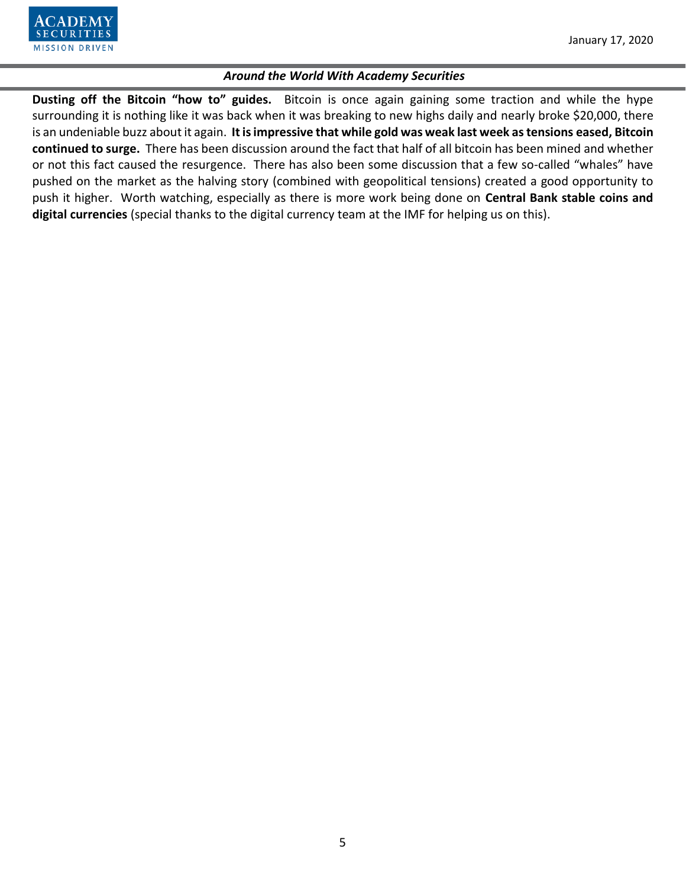**Dusting off the Bitcoin "how to" guides.** Bitcoin is once again gaining some traction and while the hype surrounding it is nothing like it was back when it was breaking to new highs daily and nearly broke $20,000, there is an undeniable buzz about it again. **It is impressive that while gold was weak last week as tensions eased, Bitcoin continued to surge.** There has been discussion around the fact that half of all bitcoin has been mined and whether or not this fact caused the resurgence. There has also been some discussion that a few so-called "whales" have pushed on the market as the halving story (combined with geopolitical tensions) created a good opportunity to push it higher. Worth watching, especially as there is more work being done on **Central Bank stable coins and digital currencies** (special thanks to the digital currency team at the IMF for helping us on this).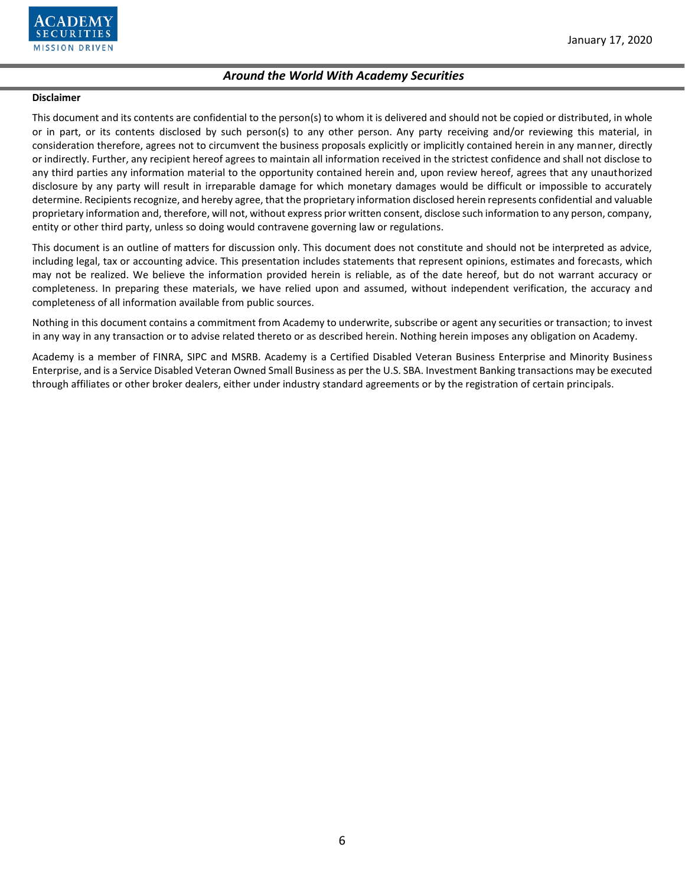**Disclaimer**

This document and its contents are confidential to the person(s) to whom it is delivered and should not be copied or distributed, in whole or in part, or its contents disclosed by such person(s) to any other person. Any party receiving and/or reviewing this material, in consideration therefore, agrees not to circumvent the business proposals explicitly or implicitly contained herein in any manner, directly or indirectly. Further, any recipient hereof agrees to maintain all information received in the strictest confidence and shall not disclose to any third parties any information material to the opportunity contained herein and, upon review hereof, agrees that any unauthorized disclosure by any party will result in irreparable damage for which monetary damages would be difficult or impossible to accurately determine. Recipients recognize, and hereby agree, that the proprietary information disclosed herein represents confidential and valuable proprietary information and, therefore, will not, without express prior written consent, disclose such information to any person, company, entity or other third party, unless so doing would contravene governing law or regulations.

This document is an outline of matters for discussion only. This document does not constitute and should not be interpreted as advice, including legal, tax or accounting advice. This presentation includes statements that represent opinions, estimates and forecasts, which may not be realized. We believe the information provided herein is reliable, as of the date hereof, but do not warrant accuracy or completeness. In preparing these materials, we have relied upon and assumed, without independent verification, the accuracy and completeness of all information available from public sources.

Nothing in this document contains a commitment from Academy to underwrite, subscribe or agent any securities or transaction; to invest in any way in any transaction or to advise related thereto or as described herein. Nothing herein imposes any obligation on Academy.

Academy is a member of FINRA, SIPC and MSRB. Academy is a Certified Disabled Veteran Business Enterprise and Minority Business Enterprise, and is a Service Disabled Veteran Owned Small Business as per the U.S. SBA. Investment Banking transactions may be executed through affiliates or other broker dealers, either under industry standard agreements or by the registration of certain principals.